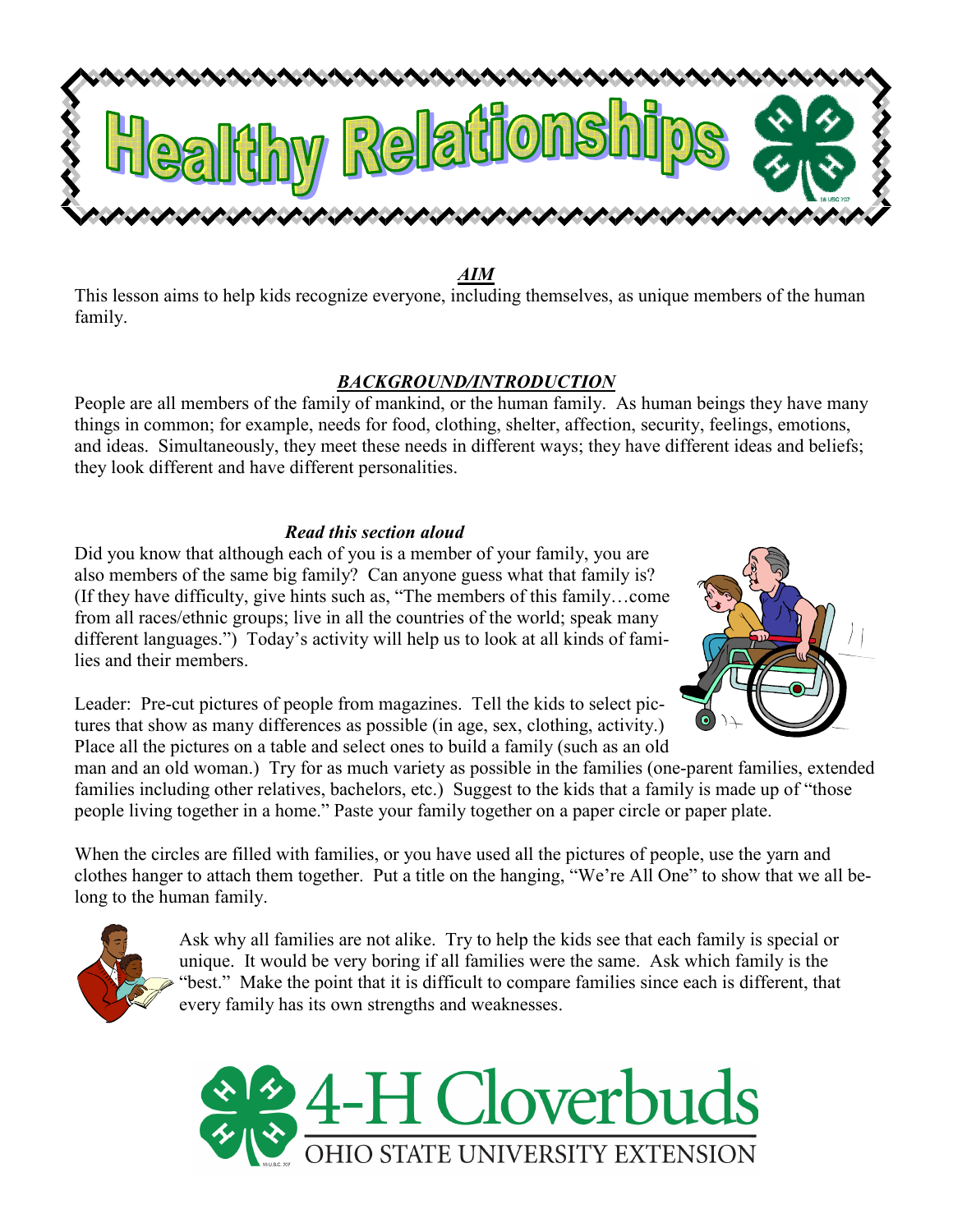# Healthy Relationships

## *AIM*

This lesson aims to help kids recognize everyone, including themselves, as unique members of the human family.

## *BACKGROUND/INTRODUCTION*

People are all members of the family of mankind, or the human family. As human beings they have many things in common; for example, needs for food, clothing, shelter, affection, security, feelings, emotions, and ideas. Simultaneously, they meet these needs in different ways; they have different ideas and beliefs; they look different and have different personalities.

### *Read this section aloud*

Did you know that although each of you is a member of your family, you are also members of the same big family? Can anyone guess what that family is? (If they have difficulty, give hints such as, "The members of this family…come from all races/ethnic groups; live in all the countries of the world; speak many different languages.") Today's activity will help us to look at all kinds of families and their members.

Leader: Pre-cut pictures of people from magazines. Tell the kids to select pictures that show as many differences as possible (in age, sex, clothing, activity.) Place all the pictures on a table and select ones to build a family (such as an old man and an old woman.) Try for as much variety as possible in the families (one-parent families, extended families including other relatives, bachelors, etc.) Suggest to the kids that a family is made up of "those people living together in a home." Paste your family together on a paper circle or paper plate.

When the circles are filled with families, or you have used all the pictures of people, use the yarn and clothes hanger to attach them together. Put a title on the hanging, "We're All One" to show that we all belong to the human family.

Ask why all families are not alike. Try to help the kids see that each family is special or unique. It would be very boring if all families were the same. Ask which family is the "best." Make the point that it is difficult to compare families since each is different, that every family has its own strengths and weaknesses.

4-H Cloverbuds
OHIO STATE UNIVERSITY EXTENSION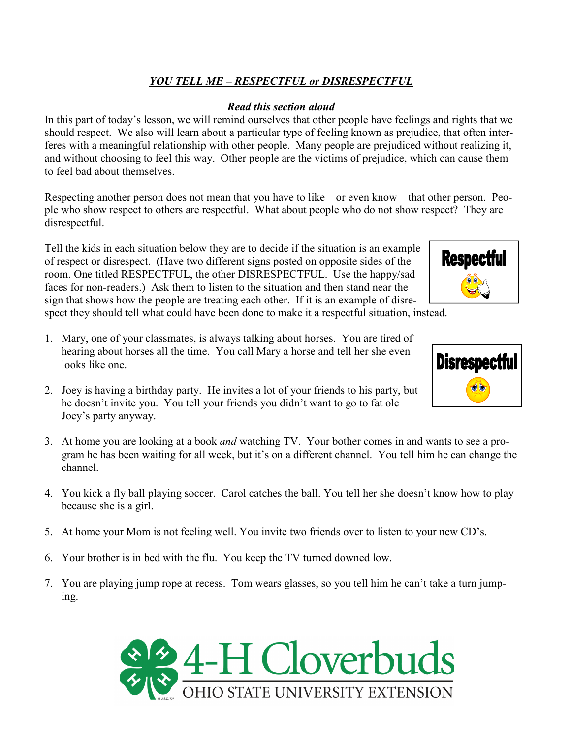## *YOU TELL ME – RESPECTFUL or DISRESPECTFUL*

***Read this section aloud***

In this part of today's lesson, we will remind ourselves that other people have feelings and rights that we should respect. We also will learn about a particular type of feeling known as prejudice, that often interferes with a meaningful relationship with other people. Many people are prejudiced without realizing it, and without choosing to feel this way. Other people are the victims of prejudice, which can cause them to feel bad about themselves.

Respecting another person does not mean that you have to like – or even know – that other person. People who show respect to others are respectful. What about people who do not show respect? They are disrespectful.

Tell the kids in each situation below they are to decide if the situation is an example of respect or disrespect. (Have two different signs posted on opposite sides of the room. One titled RESPECTFUL, the other DISRESPECTFUL. Use the happy/sad faces for non-readers.) Ask them to listen to the situation and then stand near the sign that shows how the people are treating each other. If it is an example of disrespect they should tell what could have been done to make it a respectful situation, instead.

Respectful

Disrespectful

1. Mary, one of your classmates, is always talking about horses. You are tired of hearing about horses all the time. You call Mary a horse and tell her she even looks like one.

2. Joey is having a birthday party. He invites a lot of your friends to his party, but he doesn't invite you. You tell your friends you didn't want to go to fat ole Joey's party anyway.

3. At home you are looking at a book *and* watching TV. Your bother comes in and wants to see a program he has been waiting for all week, but it's on a different channel. You tell him he can change the channel.

4. You kick a fly ball playing soccer. Carol catches the ball. You tell her she doesn't know how to play because she is a girl.

5. At home your Mom is not feeling well. You invite two friends over to listen to your new CD's.

6. Your brother is in bed with the flu. You keep the TV turned downed low.

7. You are playing jump rope at recess. Tom wears glasses, so you tell him he can't take a turn jumping.

4-H Cloverbuds
OHIO STATE UNIVERSITY EXTENSION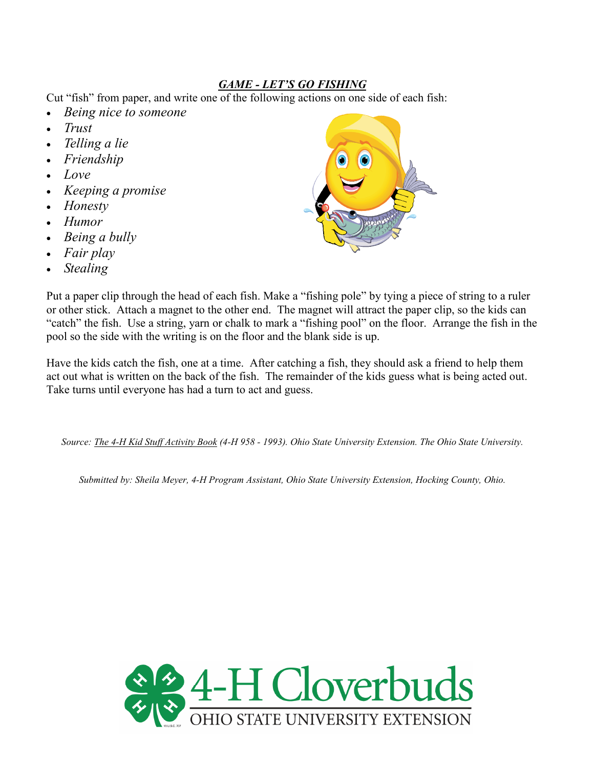## *GAME - LET'S GO FISHING*

Cut "fish" from paper, and write one of the following actions on one side of each fish:

- *Being nice to someone*
- *Trust*
- *Telling a lie*
- *Friendship*
- *Love*
- *Keeping a promise*
- *Honesty*
- *Humor*
- *Being a bully*
- *Fair play*
- *Stealing*

Put a paper clip through the head of each fish. Make a "fishing pole" by tying a piece of string to a ruler or other stick. Attach a magnet to the other end. The magnet will attract the paper clip, so the kids can "catch" the fish. Use a string, yarn or chalk to mark a "fishing pool" on the floor. Arrange the fish in the pool so the side with the writing is on the floor and the blank side is up.

Have the kids catch the fish, one at a time. After catching a fish, they should ask a friend to help them act out what is written on the back of the fish. The remainder of the kids guess what is being acted out. Take turns until everyone has had a turn to act and guess.

*Source: The 4-H Kid Stuff Activity Book (4-H 958 - 1993). Ohio State University Extension. The Ohio State University.*

*Submitted by: Sheila Meyer, 4-H Program Assistant, Ohio State University Extension, Hocking County, Ohio.*

4-H Cloverbuds
OHIO STATE UNIVERSITY EXTENSION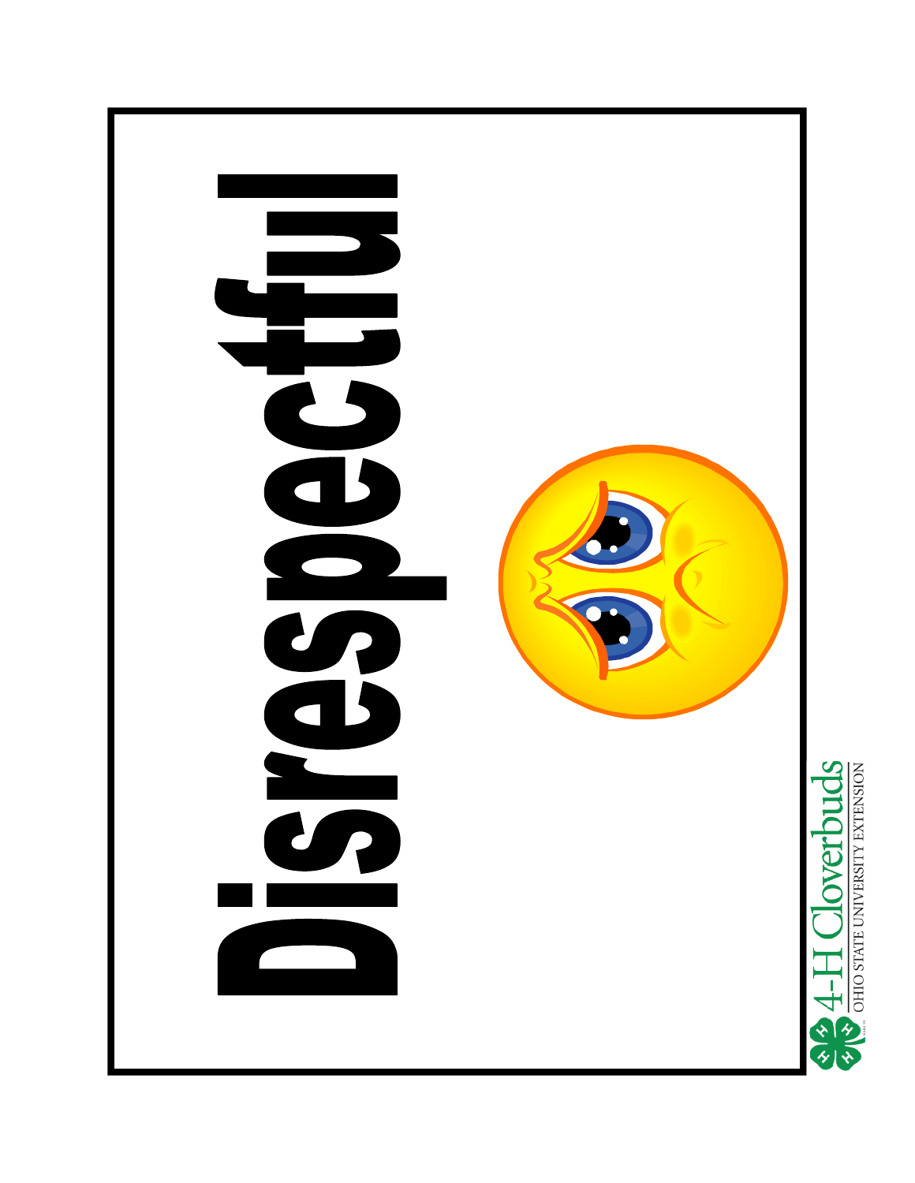# Disrespectful

4-H Cloverbuds
OHIO STATE UNIVERSITY EXTENSION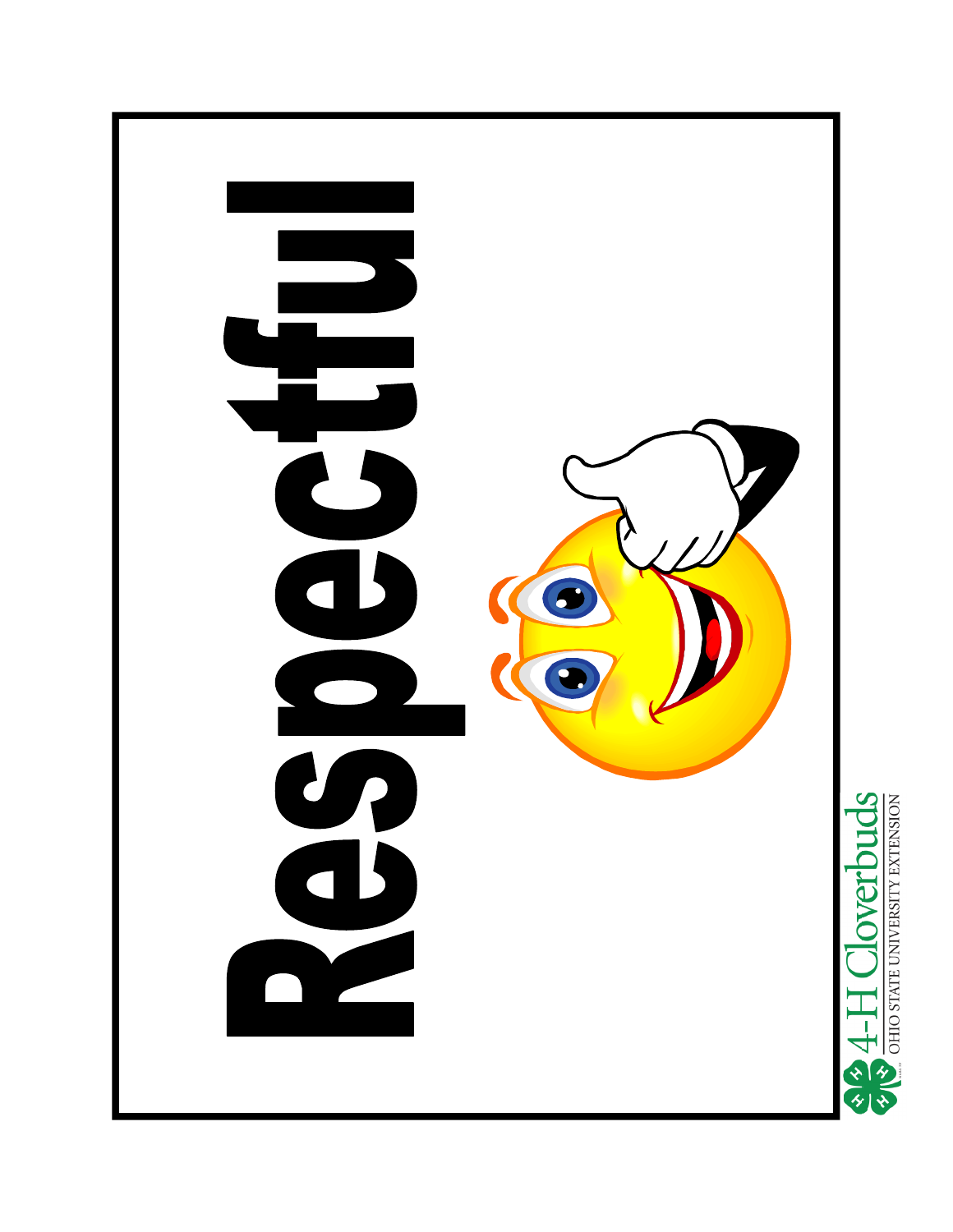# Respectful

4-H Cloverbuds
OHIO STATE UNIVERSITY EXTENSION